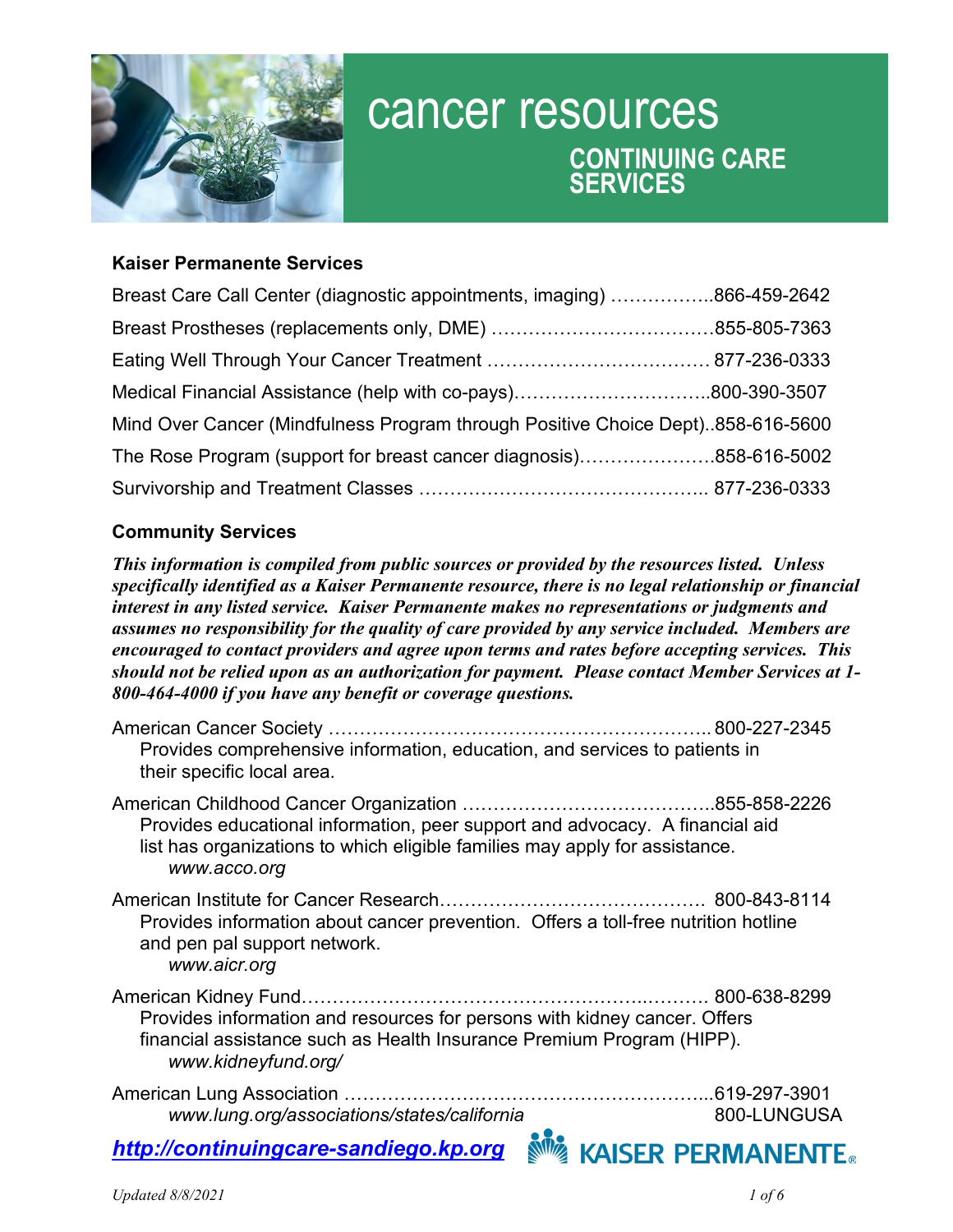# cancer resources

## CONTINUING CARE SERVICES

### Kaiser Permanente Services

Breast Care Call Center (diagnostic appointments, imaging) ……………..866-459-2642

Breast Prostheses (replacements only, DME) ………………………………855-805-7363

Eating Well Through Your Cancer Treatment ……………………………… 877-236-0333

Medical Financial Assistance (help with co-pays)…………………………..800-390-3507

Mind Over Cancer (Mindfulness Program through Positive Choice Dept)..858-616-5600

The Rose Program (support for breast cancer diagnosis)………………….858-616-5002

Survivorship and Treatment Classes ……………………………………….. 877-236-0333

### Community Services

***This information is compiled from public sources or provided by the resources listed. Unless specifically identified as a Kaiser Permanente resource, there is no legal relationship or financial interest in any listed service. Kaiser Permanente makes no representations or judgments and assumes no responsibility for the quality of care provided by any service included. Members are encouraged to contact providers and agree upon terms and rates before accepting services. This should not be relied upon as an authorization for payment. Please contact Member Services at 1-800-464-4000 if you have any benefit or coverage questions.***

American Cancer Society …………………………………………………….. 800-227-2345
Provides comprehensive information, education, and services to patients in their specific local area.

American Childhood Cancer Organization …………………………………..855-858-2226
Provides educational information, peer support and advocacy. A financial aid list has organizations to which eligible families may apply for assistance.
*www.acco.org*

American Institute for Cancer Research……………………………………. 800-843-8114
Provides information about cancer prevention. Offers a toll-free nutrition hotline and pen pal support network.
*www.aicr.org*

American Kidney Fund…………………………………………….….……. 800-638-8299
Provides information and resources for persons with kidney cancer. Offers financial assistance such as Health Insurance Premium Program (HIPP).
*www.kidneyfund.org/*

American Lung Association …………………………………………………...619-297-3901
*www.lung.org/associations/states/california* 800-LUNGUSA

**http://continuingcare-sandiego.kp.org**

KAISER PERMANENTE®

*Updated 8/8/2021*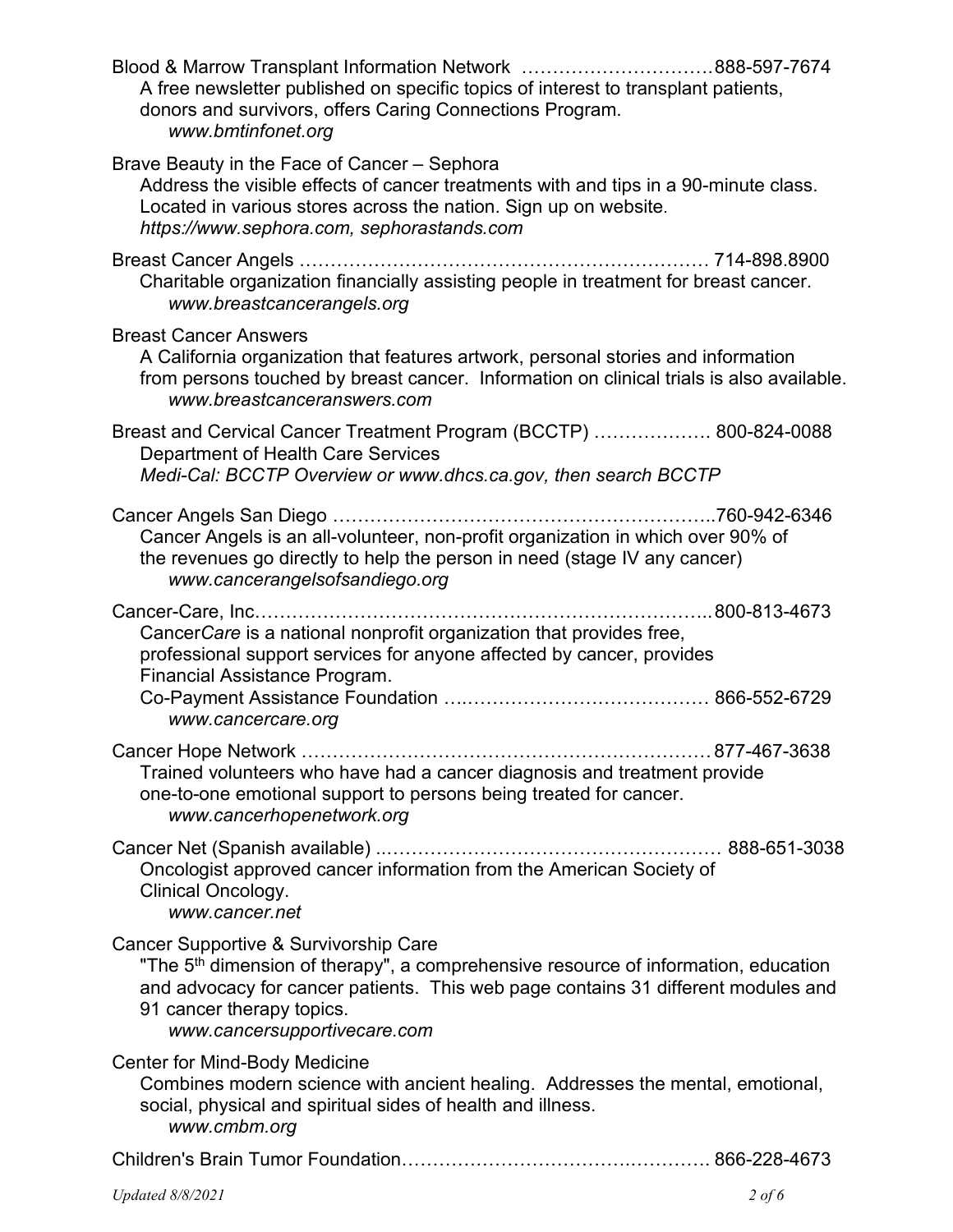Blood & Marrow Transplant Information Network …………………………888-597-7674
A free newsletter published on specific topics of interest to transplant patients, donors and survivors, offers Caring Connections Program.
*www.bmtinfonet.org*

Brave Beauty in the Face of Cancer – Sephora
Address the visible effects of cancer treatments with and tips in a 90-minute class. Located in various stores across the nation. Sign up on website.
*https://www.sephora.com, sephorastands.com*

Breast Cancer Angels ………………………………………………………… 714-898.8900
Charitable organization financially assisting people in treatment for breast cancer.
*www.breastcancerangels.org*

Breast Cancer Answers
A California organization that features artwork, personal stories and information from persons touched by breast cancer. Information on clinical trials is also available.
*www.breastcanceranswers.com*

Breast and Cervical Cancer Treatment Program (BCCTP) ………………. 800-824-0088
Department of Health Care Services
*Medi-Cal: BCCTP Overview or www.dhcs.ca.gov, then search BCCTP*

Cancer Angels San Diego ……………………………………………………..760-942-6346
Cancer Angels is an all-volunteer, non-profit organization in which over 90% of the revenues go directly to help the person in need (stage IV any cancer)
*www.cancerangelsofsandiego.org*

Cancer-Care, Inc……………………………………………………………….. 800-813-4673
Cancer*Care* is a national nonprofit organization that provides free, professional support services for anyone affected by cancer, provides Financial Assistance Program.
Co-Payment Assistance Foundation ….………………………………… 866-552-6729
*www.cancercare.org*

Cancer Hope Network ………………………………………………………… 877-467-3638
Trained volunteers who have had a cancer diagnosis and treatment provide one-to-one emotional support to persons being treated for cancer.
*www.cancerhopenetwork.org*

Cancer Net (Spanish available) ..……………………………………………… 888-651-3038
Oncologist approved cancer information from the American Society of Clinical Oncology.
*www.cancer.net*

Cancer Supportive & Survivorship Care
"The 5th dimension of therapy", a comprehensive resource of information, education and advocacy for cancer patients. This web page contains 31 different modules and 91 cancer therapy topics.
*www.cancersupportivecare.com*

Center for Mind-Body Medicine
Combines modern science with ancient healing. Addresses the mental, emotional, social, physical and spiritual sides of health and illness.
*www.cmbm.org*

Children's Brain Tumor Foundation…………………………….………… 866-228-4673

*Updated 8/8/2021*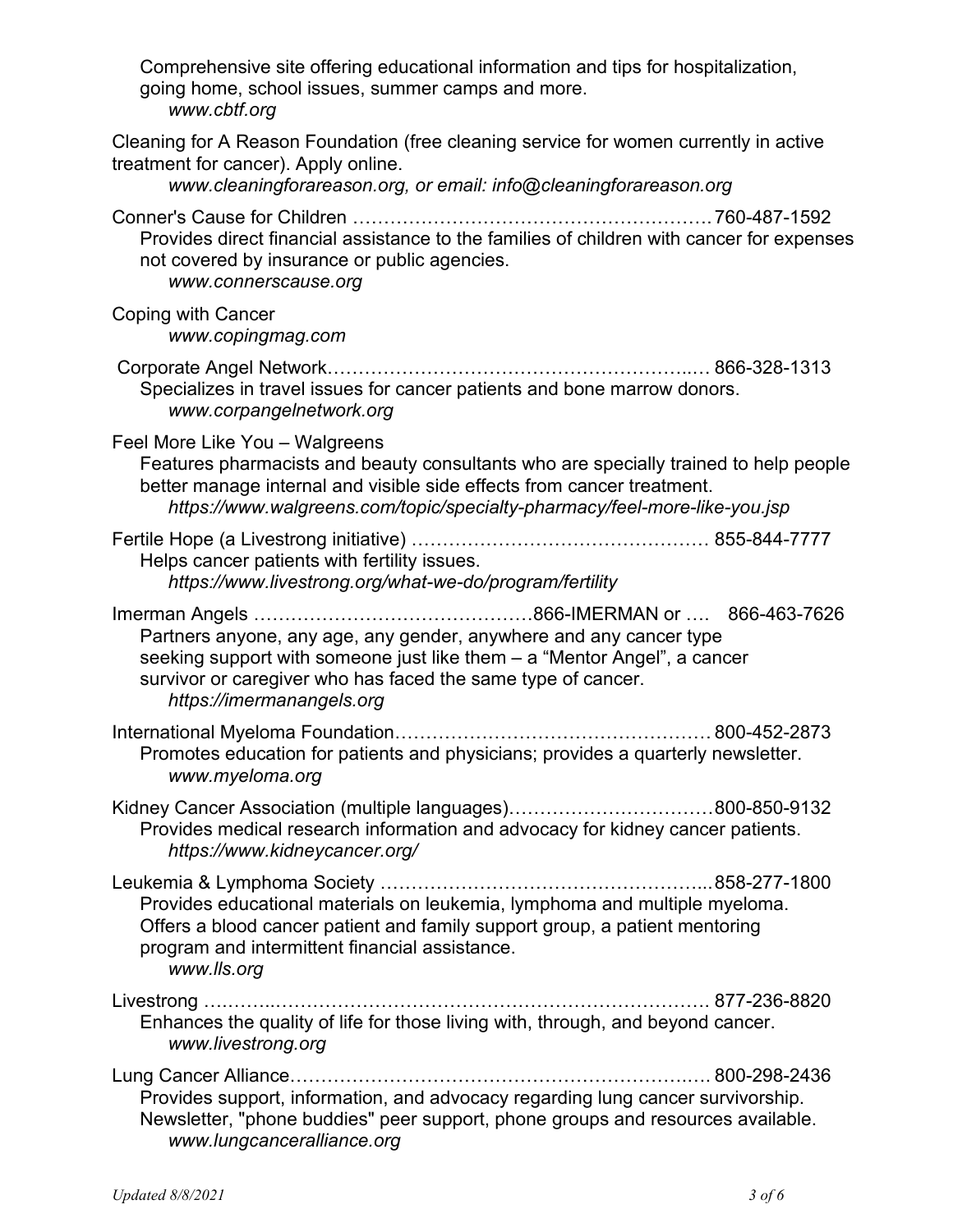Comprehensive site offering educational information and tips for hospitalization, going home, school issues, summer camps and more.
*www.cbtf.org*

Cleaning for A Reason Foundation (free cleaning service for women currently in active treatment for cancer). Apply online.
*www.cleaningforareason.org, or email: info@cleaningforareason.org*

Conner's Cause for Children ………………………………………………….760-487-1592
Provides direct financial assistance to the families of children with cancer for expenses not covered by insurance or public agencies.
*www.connerscause.org*

Coping with Cancer
*www.copingmag.com*

Corporate Angel Network…………………………………………………..… 866-328-1313
Specializes in travel issues for cancer patients and bone marrow donors.
*www.corpangelnetwork.org*

Feel More Like You – Walgreens
Features pharmacists and beauty consultants who are specially trained to help people better manage internal and visible side effects from cancer treatment.
*https://www.walgreens.com/topic/specialty-pharmacy/feel-more-like-you.jsp*

Fertile Hope (a Livestrong initiative) ………………………………………… 855-844-7777
Helps cancer patients with fertility issues.
*https://www.livestrong.org/what-we-do/program/fertility*

Imerman Angels ………………………………………866-IMERMAN or …. 866-463-7626
Partners anyone, any age, any gender, anywhere and any cancer type seeking support with someone just like them – a "Mentor Angel", a cancer survivor or caregiver who has faced the same type of cancer.
*https://imermanangels.org*

International Myeloma Foundation……………………………….…………… 800-452-2873
Promotes education for patients and physicians; provides a quarterly newsletter.
*www.myeloma.org*

Kidney Cancer Association (multiple languages)……………………………800-850-9132
Provides medical research information and advocacy for kidney cancer patients.
*https://www.kidneycancer.org/*

Leukemia & Lymphoma Society …………………………………………...858-277-1800
Provides educational materials on leukemia, lymphoma and multiple myeloma. Offers a blood cancer patient and family support group, a patient mentoring program and intermittent financial assistance.
*www.lls.org*

Livestrong ….……..……………………………………………………………. 877-236-8820
Enhances the quality of life for those living with, through, and beyond cancer.
*www.livestrong.org*

Lung Cancer Alliance…………………………………………………….…. 800-298-2436
Provides support, information, and advocacy regarding lung cancer survivorship. Newsletter, "phone buddies" peer support, phone groups and resources available.
*www.lungcanceralliance.org*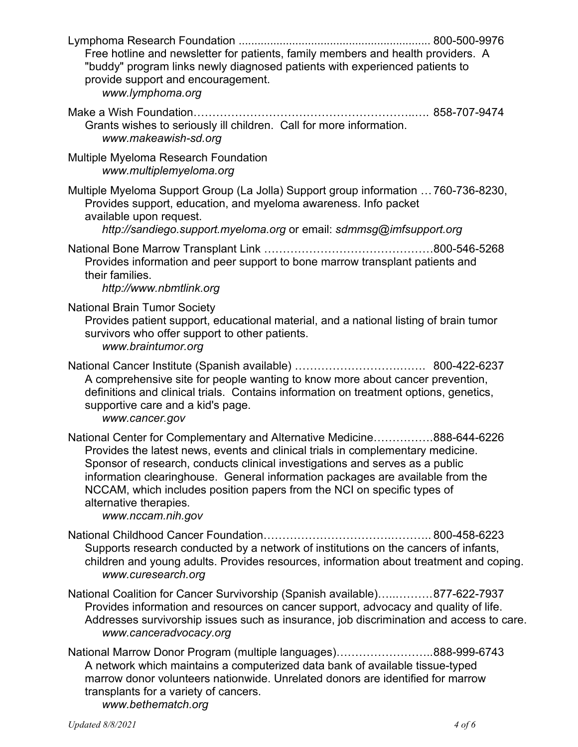Lymphoma Research Foundation ............................................................ 800-500-9976
Free hotline and newsletter for patients, family members and health providers. A "buddy" program links newly diagnosed patients with experienced patients to provide support and encouragement.
*www.lymphoma.org*

Make a Wish Foundation………………………………………………………..…. 858-707-9474
Grants wishes to seriously ill children. Call for more information.
*www.makeawish-sd.org*

Multiple Myeloma Research Foundation
*www.multiplemyeloma.org*

Multiple Myeloma Support Group (La Jolla) Support group information … 760-736-8230,
Provides support, education, and myeloma awareness. Info packet available upon request.
*http://sandiego.support.myeloma.org* or email: *sdmmsg@imfsupport.org*

National Bone Marrow Transplant Link ………………………………………800-546-5268
Provides information and peer support to bone marrow transplant patients and their families.
*http://www.nbmtlink.org*

National Brain Tumor Society
Provides patient support, educational material, and a national listing of brain tumor survivors who offer support to other patients.
*www.braintumor.org*

National Cancer Institute (Spanish available) ……………………………… 800-422-6237
A comprehensive site for people wanting to know more about cancer prevention, definitions and clinical trials. Contains information on treatment options, genetics, supportive care and a kid's page.
*www.cancer.gov*

National Center for Complementary and Alternative Medicine…………….888-644-6226
Provides the latest news, events and clinical trials in complementary medicine. Sponsor of research, conducts clinical investigations and serves as a public information clearinghouse. General information packages are available from the NCCAM, which includes position papers from the NCI on specific types of alternative therapies.
*www.nccam.nih.gov*

National Childhood Cancer Foundation…………………………………….. 800-458-6223
Supports research conducted by a network of institutions on the cancers of infants, children and young adults. Provides resources, information about treatment and coping.
*www.curesearch.org*

National Coalition for Cancer Survivorship (Spanish available)…..………877-622-7937
Provides information and resources on cancer support, advocacy and quality of life. Addresses survivorship issues such as insurance, job discrimination and access to care.
*www.canceradvocacy.org*

National Marrow Donor Program (multiple languages)……………………..888-999-6743
A network which maintains a computerized data bank of available tissue-typed marrow donor volunteers nationwide. Unrelated donors are identified for marrow transplants for a variety of cancers.
*www.bethematch.org*

*Updated 8/8/2021*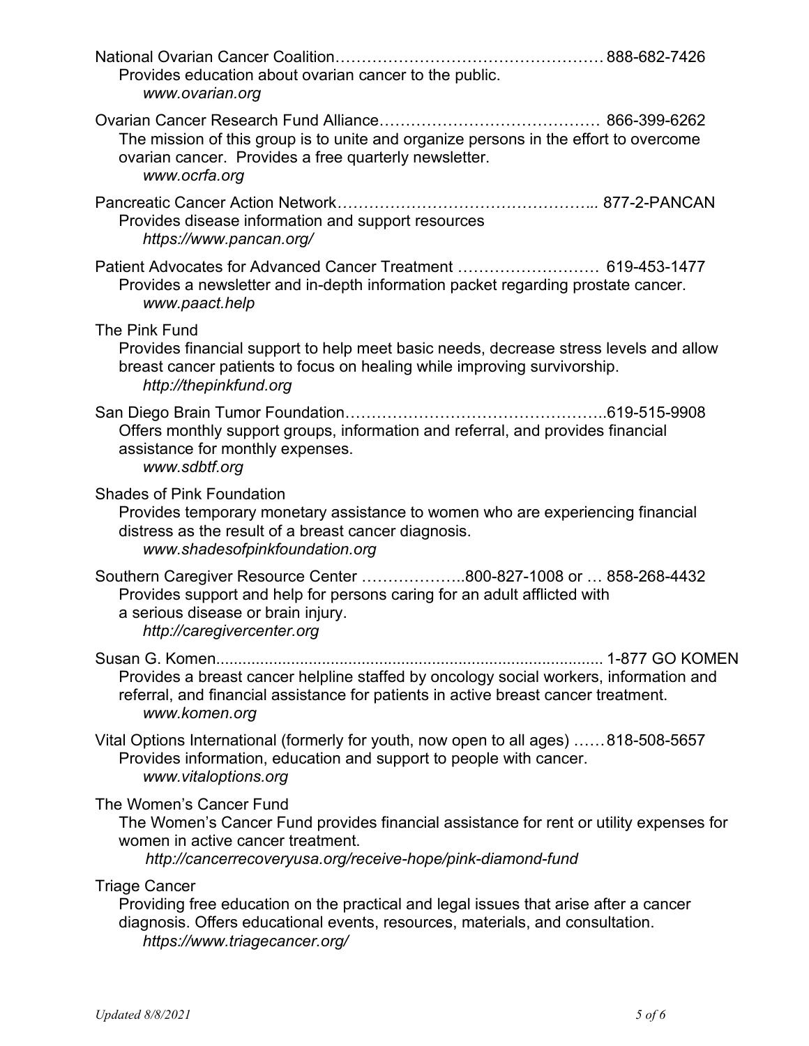National Ovarian Cancer Coalition……………………………………………. 888-682-7426
Provides education about ovarian cancer to the public.
*www.ovarian.org*

Ovarian Cancer Research Fund Alliance…………………………………… 866-399-6262
The mission of this group is to unite and organize persons in the effort to overcome ovarian cancer. Provides a free quarterly newsletter.
*www.ocrfa.org*

Pancreatic Cancer Action Network………………………………………... 877-2-PANCAN
Provides disease information and support resources
*https://www.pancan.org/*

Patient Advocates for Advanced Cancer Treatment ……………………… 619-453-1477
Provides a newsletter and in-depth information packet regarding prostate cancer.
*www.paact.help*

The Pink Fund
Provides financial support to help meet basic needs, decrease stress levels and allow breast cancer patients to focus on healing while improving survivorship.
*http://thepinkfund.org*

San Diego Brain Tumor Foundation…………………………………………..619-515-9908
Offers monthly support groups, information and referral, and provides financial assistance for monthly expenses.
*www.sdbtf.org*

Shades of Pink Foundation
Provides temporary monetary assistance to women who are experiencing financial distress as the result of a breast cancer diagnosis.
*www.shadesofpinkfoundation.org*

Southern Caregiver Resource Center ………………..800-827-1008 or … 858-268-4432
Provides support and help for persons caring for an adult afflicted with a serious disease or brain injury.
*http://caregivercenter.org*

Susan G. Komen....................................................................................... 1-877 GO KOMEN
Provides a breast cancer helpline staffed by oncology social workers, information and referral, and financial assistance for patients in active breast cancer treatment.
*www.komen.org*

Vital Options International (formerly for youth, now open to all ages) ……818-508-5657
Provides information, education and support to people with cancer.
*www.vitaloptions.org*

The Women's Cancer Fund
The Women's Cancer Fund provides financial assistance for rent or utility expenses for women in active cancer treatment.
*http://cancerrecoveryusa.org/receive-hope/pink-diamond-fund*

Triage Cancer
Providing free education on the practical and legal issues that arise after a cancer diagnosis. Offers educational events, resources, materials, and consultation.
*https://www.triagecancer.org/*

*Updated 8/8/2021*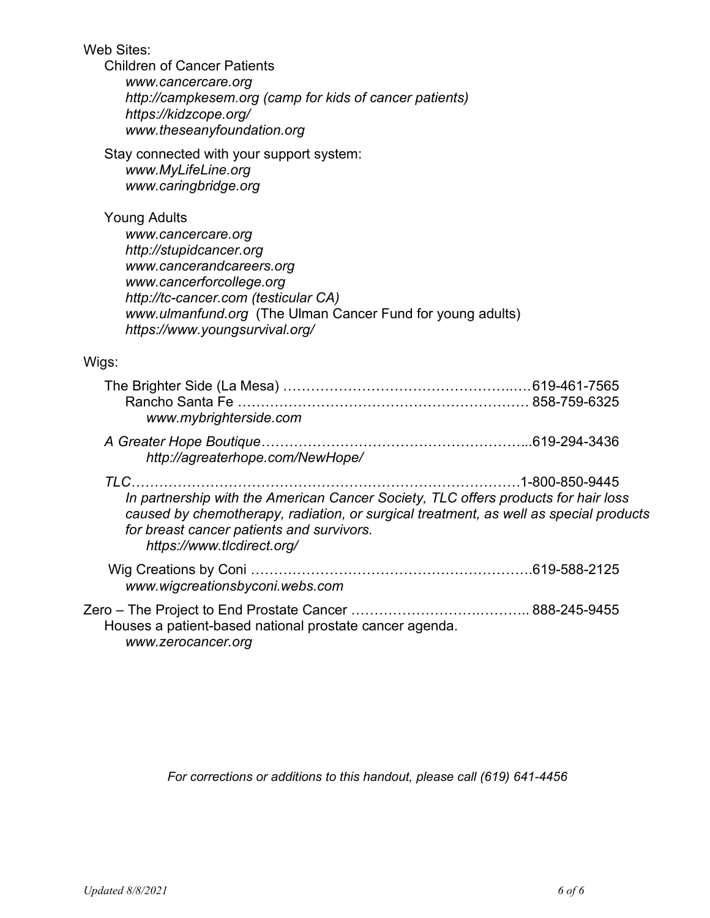Web Sites:

Children of Cancer Patients

*www.cancercare.org*
*http://campkesem.org (camp for kids of cancer patients)*
*https://kidzcope.org/*
*www.theseanyfoundation.org*

Stay connected with your support system:

*www.MyLifeLine.org*
*www.caringbridge.org*

Young Adults

*www.cancercare.org*
*http://stupidcancer.org*
*www.cancerandcareers.org*
*www.cancerforcollege.org*
*http://tc-cancer.com (testicular CA)*
*www.ulmanfund.org* (The Ulman Cancer Fund for young adults)
*https://www.youngsurvival.org/*

Wigs:

The Brighter Side (La Mesa) ……………………………………………..…619-461-7565
Rancho Santa Fe …………………………………………………… 858-759-6325
*www.mybrighterside.com*

*A Greater Hope Boutique*………………………………………………...619-294-3436
*http://agreaterhope.com/NewHope/*

*TLC*……………………………………………………………………1-800-850-9445
*In partnership with the American Cancer Society, TLC offers products for hair loss caused by chemotherapy, radiation, or surgical treatment, as well as special products for breast cancer patients and survivors.*
*https://www.tlcdirect.org/*

Wig Creations by Coni …………………………………………………619-588-2125
*www.wigcreationsbyconi.webs.com*

Zero – The Project to End Prostate Cancer ……………………………….. 888-245-9455
Houses a patient-based national prostate cancer agenda.
*www.zerocancer.org*

*For corrections or additions to this handout, please call (619) 641-4456*

*Updated 8/8/2021*